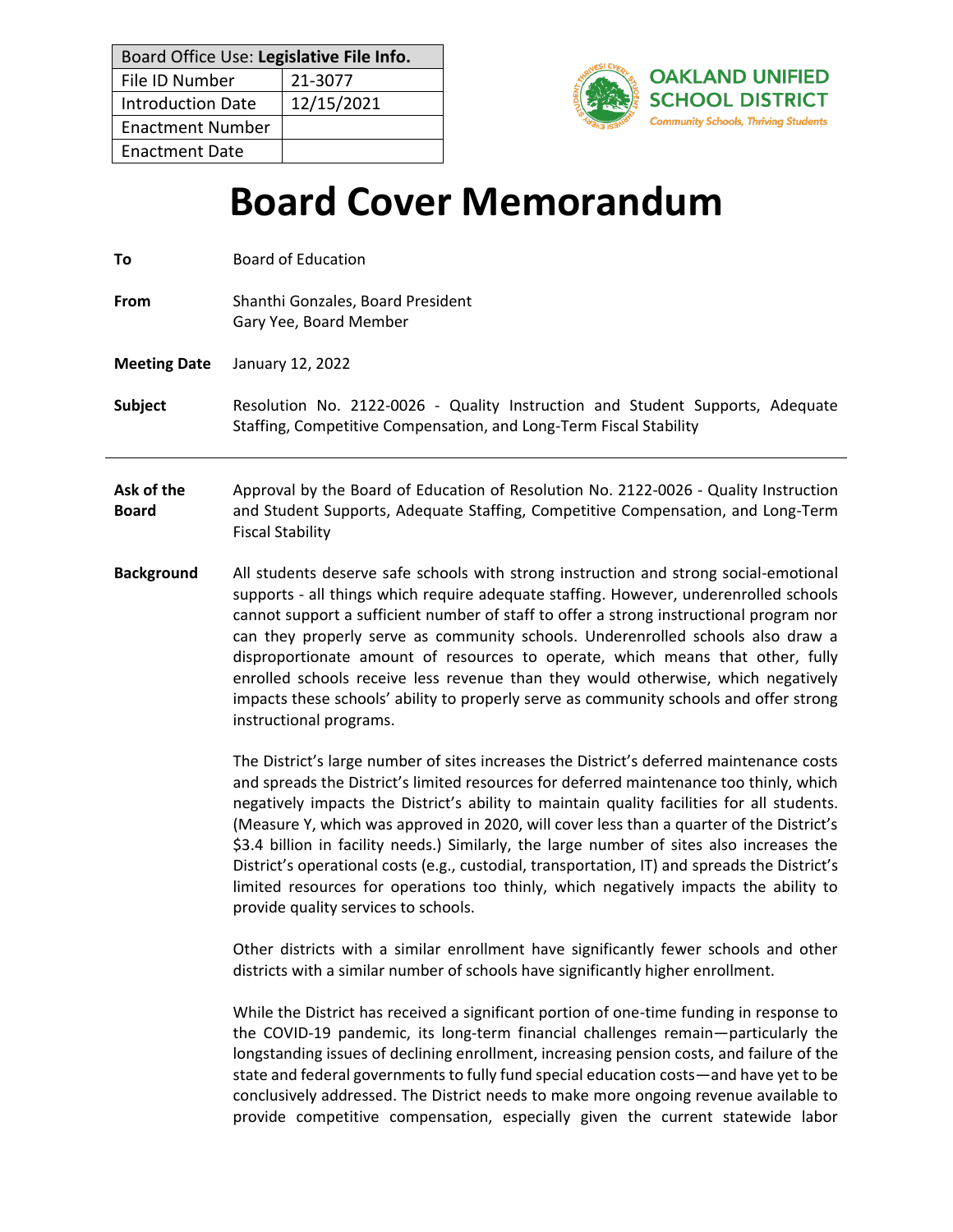| Board Office Use: **Legislative File Info.** | |
|---|---|
| File ID Number | 21-3077 |
| Introduction Date | 12/15/2021 |
| Enactment Number | |
| Enactment Date | |

OAKLAND UNIFIED SCHOOL DISTRICT
*Community Schools, Thriving Students*

# Board Cover Memorandum

**To** Board of Education

**From** Shanthi Gonzales, Board President
Gary Yee, Board Member

**Meeting Date** January 12, 2022

**Subject** Resolution No. 2122-0026 - Quality Instruction and Student Supports, Adequate Staffing, Competitive Compensation, and Long-Term Fiscal Stability

---

**Ask of the Board** Approval by the Board of Education of Resolution No. 2122-0026 - Quality Instruction and Student Supports, Adequate Staffing, Competitive Compensation, and Long-Term Fiscal Stability

**Background** All students deserve safe schools with strong instruction and strong social-emotional supports - all things which require adequate staffing. However, underenrolled schools cannot support a sufficient number of staff to offer a strong instructional program nor can they properly serve as community schools. Underenrolled schools also draw a disproportionate amount of resources to operate, which means that other, fully enrolled schools receive less revenue than they would otherwise, which negatively impacts these schools' ability to properly serve as community schools and offer strong instructional programs.

The District's large number of sites increases the District's deferred maintenance costs and spreads the District's limited resources for deferred maintenance too thinly, which negatively impacts the District's ability to maintain quality facilities for all students. (Measure Y, which was approved in 2020, will cover less than a quarter of the District's $3.4 billion in facility needs.) Similarly, the large number of sites also increases the District's operational costs (e.g., custodial, transportation, IT) and spreads the District's limited resources for operations too thinly, which negatively impacts the ability to provide quality services to schools.

Other districts with a similar enrollment have significantly fewer schools and other districts with a similar number of schools have significantly higher enrollment.

While the District has received a significant portion of one-time funding in response to the COVID-19 pandemic, its long-term financial challenges remain—particularly the longstanding issues of declining enrollment, increasing pension costs, and failure of the state and federal governments to fully fund special education costs—and have yet to be conclusively addressed. The District needs to make more ongoing revenue available to provide competitive compensation, especially given the current statewide labor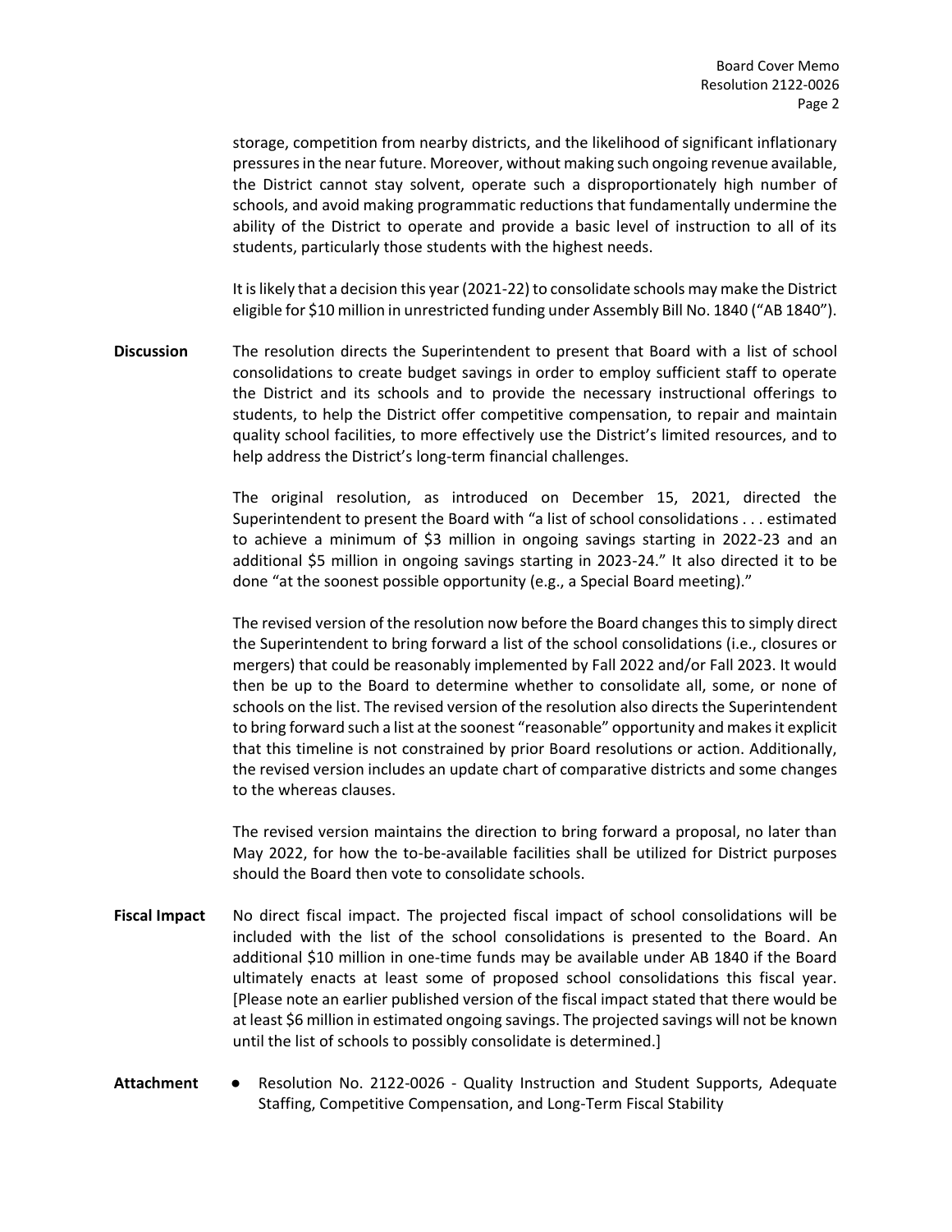storage, competition from nearby districts, and the likelihood of significant inflationary pressures in the near future. Moreover, without making such ongoing revenue available, the District cannot stay solvent, operate such a disproportionately high number of schools, and avoid making programmatic reductions that fundamentally undermine the ability of the District to operate and provide a basic level of instruction to all of its students, particularly those students with the highest needs.

It is likely that a decision this year (2021-22) to consolidate schools may make the District eligible for $10 million in unrestricted funding under Assembly Bill No. 1840 ("AB 1840").

**Discussion**

The resolution directs the Superintendent to present that Board with a list of school consolidations to create budget savings in order to employ sufficient staff to operate the District and its schools and to provide the necessary instructional offerings to students, to help the District offer competitive compensation, to repair and maintain quality school facilities, to more effectively use the District's limited resources, and to help address the District's long-term financial challenges.

The original resolution, as introduced on December 15, 2021, directed the Superintendent to present the Board with "a list of school consolidations . . . estimated to achieve a minimum of $3 million in ongoing savings starting in 2022-23 and an additional $5 million in ongoing savings starting in 2023-24." It also directed it to be done "at the soonest possible opportunity (e.g., a Special Board meeting)."

The revised version of the resolution now before the Board changes this to simply direct the Superintendent to bring forward a list of the school consolidations (i.e., closures or mergers) that could be reasonably implemented by Fall 2022 and/or Fall 2023. It would then be up to the Board to determine whether to consolidate all, some, or none of schools on the list. The revised version of the resolution also directs the Superintendent to bring forward such a list at the soonest "reasonable" opportunity and makes it explicit that this timeline is not constrained by prior Board resolutions or action. Additionally, the revised version includes an update chart of comparative districts and some changes to the whereas clauses.

The revised version maintains the direction to bring forward a proposal, no later than May 2022, for how the to-be-available facilities shall be utilized for District purposes should the Board then vote to consolidate schools.

**Fiscal Impact**

No direct fiscal impact. The projected fiscal impact of school consolidations will be included with the list of the school consolidations is presented to the Board. An additional $10 million in one-time funds may be available under AB 1840 if the Board ultimately enacts at least some of proposed school consolidations this fiscal year. [Please note an earlier published version of the fiscal impact stated that there would be at least $6 million in estimated ongoing savings. The projected savings will not be known until the list of schools to possibly consolidate is determined.]

**Attachment**

- Resolution No. 2122-0026 - Quality Instruction and Student Supports, Adequate Staffing, Competitive Compensation, and Long-Term Fiscal Stability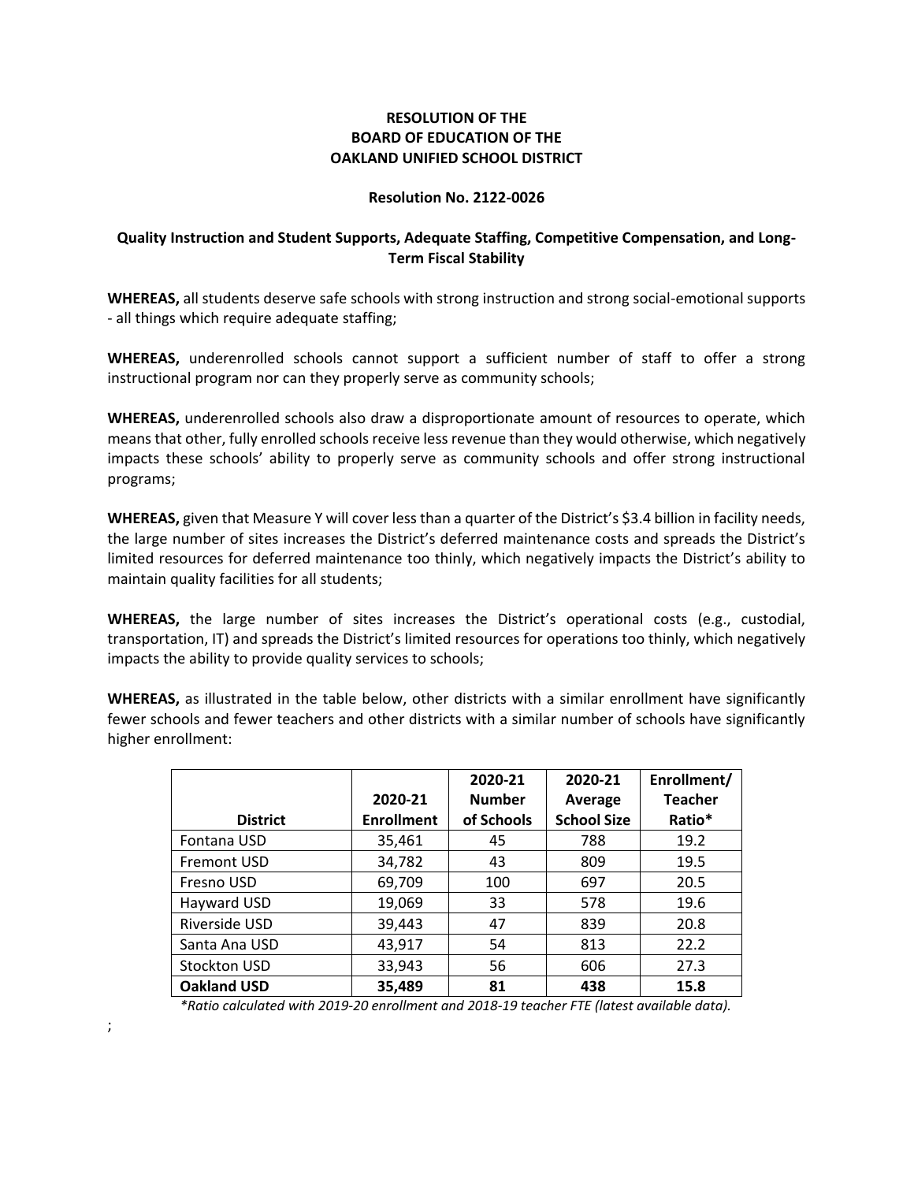**RESOLUTION OF THE**
**BOARD OF EDUCATION OF THE**
**OAKLAND UNIFIED SCHOOL DISTRICT**

**Resolution No. 2122-0026**

**Quality Instruction and Student Supports, Adequate Staffing, Competitive Compensation, and Long-Term Fiscal Stability**

**WHEREAS,** all students deserve safe schools with strong instruction and strong social-emotional supports - all things which require adequate staffing;

**WHEREAS,** underenrolled schools cannot support a sufficient number of staff to offer a strong instructional program nor can they properly serve as community schools;

**WHEREAS,** underenrolled schools also draw a disproportionate amount of resources to operate, which means that other, fully enrolled schools receive less revenue than they would otherwise, which negatively impacts these schools' ability to properly serve as community schools and offer strong instructional programs;

**WHEREAS,** given that Measure Y will cover less than a quarter of the District's $3.4 billion in facility needs, the large number of sites increases the District's deferred maintenance costs and spreads the District's limited resources for deferred maintenance too thinly, which negatively impacts the District's ability to maintain quality facilities for all students;

**WHEREAS,** the large number of sites increases the District's operational costs (e.g., custodial, transportation, IT) and spreads the District's limited resources for operations too thinly, which negatively impacts the ability to provide quality services to schools;

**WHEREAS,** as illustrated in the table below, other districts with a similar enrollment have significantly fewer schools and fewer teachers and other districts with a similar number of schools have significantly higher enrollment:

| District | 2020-21 Enrollment | 2020-21 Number of Schools | 2020-21 Average School Size | Enrollment/ Teacher Ratio* |
|---|---|---|---|---|
| Fontana USD | 35,461 | 45 | 788 | 19.2 |
| Fremont USD | 34,782 | 43 | 809 | 19.5 |
| Fresno USD | 69,709 | 100 | 697 | 20.5 |
| Hayward USD | 19,069 | 33 | 578 | 19.6 |
| Riverside USD | 39,443 | 47 | 839 | 20.8 |
| Santa Ana USD | 43,917 | 54 | 813 | 22.2 |
| Stockton USD | 33,943 | 56 | 606 | 27.3 |
| **Oakland USD** | **35,489** | **81** | **438** | **15.8** |

*\*Ratio calculated with 2019-20 enrollment and 2018-19 teacher FTE (latest available data).*

;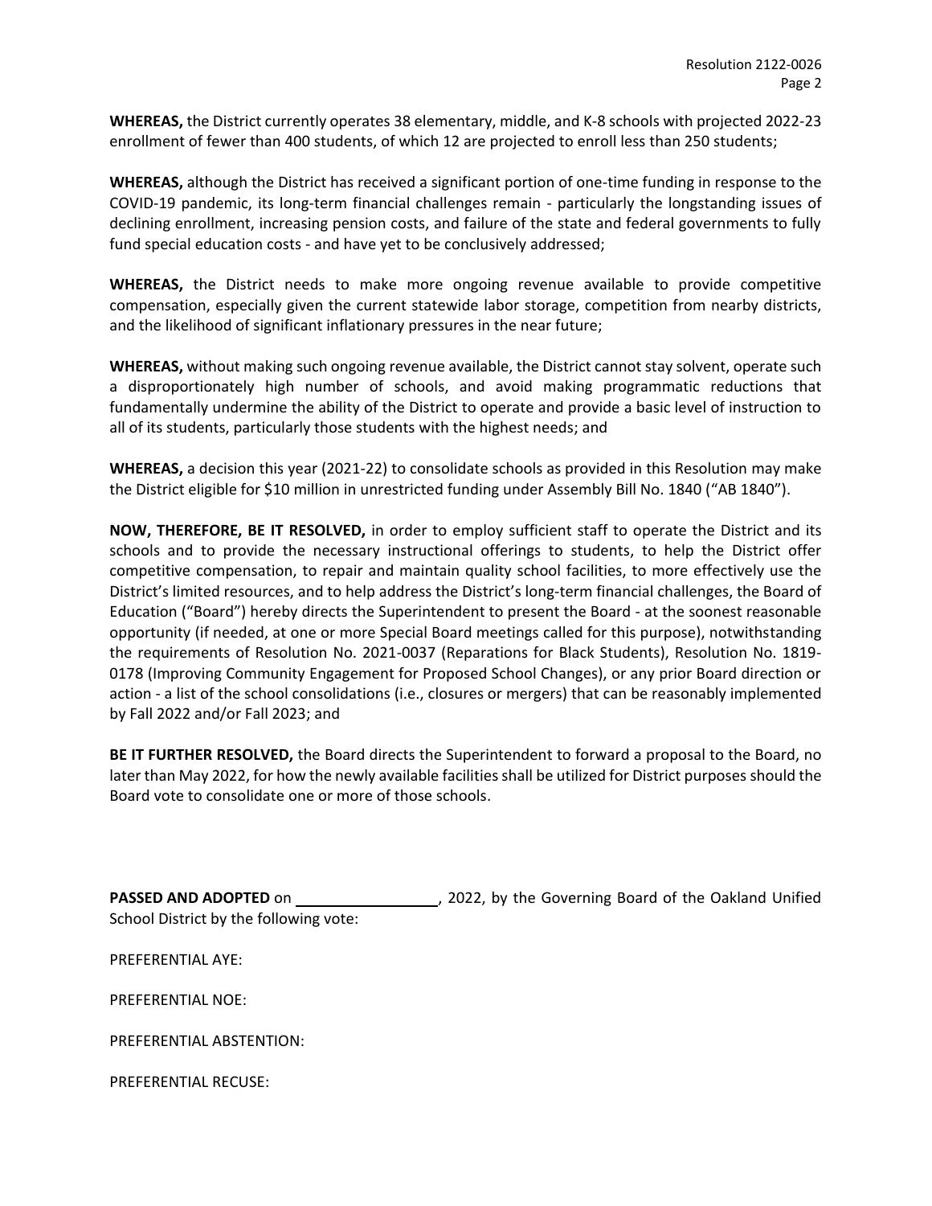**WHEREAS,** the District currently operates 38 elementary, middle, and K-8 schools with projected 2022-23 enrollment of fewer than 400 students, of which 12 are projected to enroll less than 250 students;

**WHEREAS,** although the District has received a significant portion of one-time funding in response to the COVID-19 pandemic, its long-term financial challenges remain - particularly the longstanding issues of declining enrollment, increasing pension costs, and failure of the state and federal governments to fully fund special education costs - and have yet to be conclusively addressed;

**WHEREAS,** the District needs to make more ongoing revenue available to provide competitive compensation, especially given the current statewide labor storage, competition from nearby districts, and the likelihood of significant inflationary pressures in the near future;

**WHEREAS,** without making such ongoing revenue available, the District cannot stay solvent, operate such a disproportionately high number of schools, and avoid making programmatic reductions that fundamentally undermine the ability of the District to operate and provide a basic level of instruction to all of its students, particularly those students with the highest needs; and

**WHEREAS,** a decision this year (2021-22) to consolidate schools as provided in this Resolution may make the District eligible for $10 million in unrestricted funding under Assembly Bill No. 1840 ("AB 1840").

**NOW, THEREFORE, BE IT RESOLVED,** in order to employ sufficient staff to operate the District and its schools and to provide the necessary instructional offerings to students, to help the District offer competitive compensation, to repair and maintain quality school facilities, to more effectively use the District's limited resources, and to help address the District's long-term financial challenges, the Board of Education ("Board") hereby directs the Superintendent to present the Board - at the soonest reasonable opportunity (if needed, at one or more Special Board meetings called for this purpose), notwithstanding the requirements of Resolution No. 2021-0037 (Reparations for Black Students), Resolution No. 1819-0178 (Improving Community Engagement for Proposed School Changes), or any prior Board direction or action - a list of the school consolidations (i.e., closures or mergers) that can be reasonably implemented by Fall 2022 and/or Fall 2023; and

**BE IT FURTHER RESOLVED,** the Board directs the Superintendent to forward a proposal to the Board, no later than May 2022, for how the newly available facilities shall be utilized for District purposes should the Board vote to consolidate one or more of those schools.

**PASSED AND ADOPTED** on _________________, 2022, by the Governing Board of the Oakland Unified School District by the following vote:

PREFERENTIAL AYE:

PREFERENTIAL NOE:

PREFERENTIAL ABSTENTION:

PREFERENTIAL RECUSE: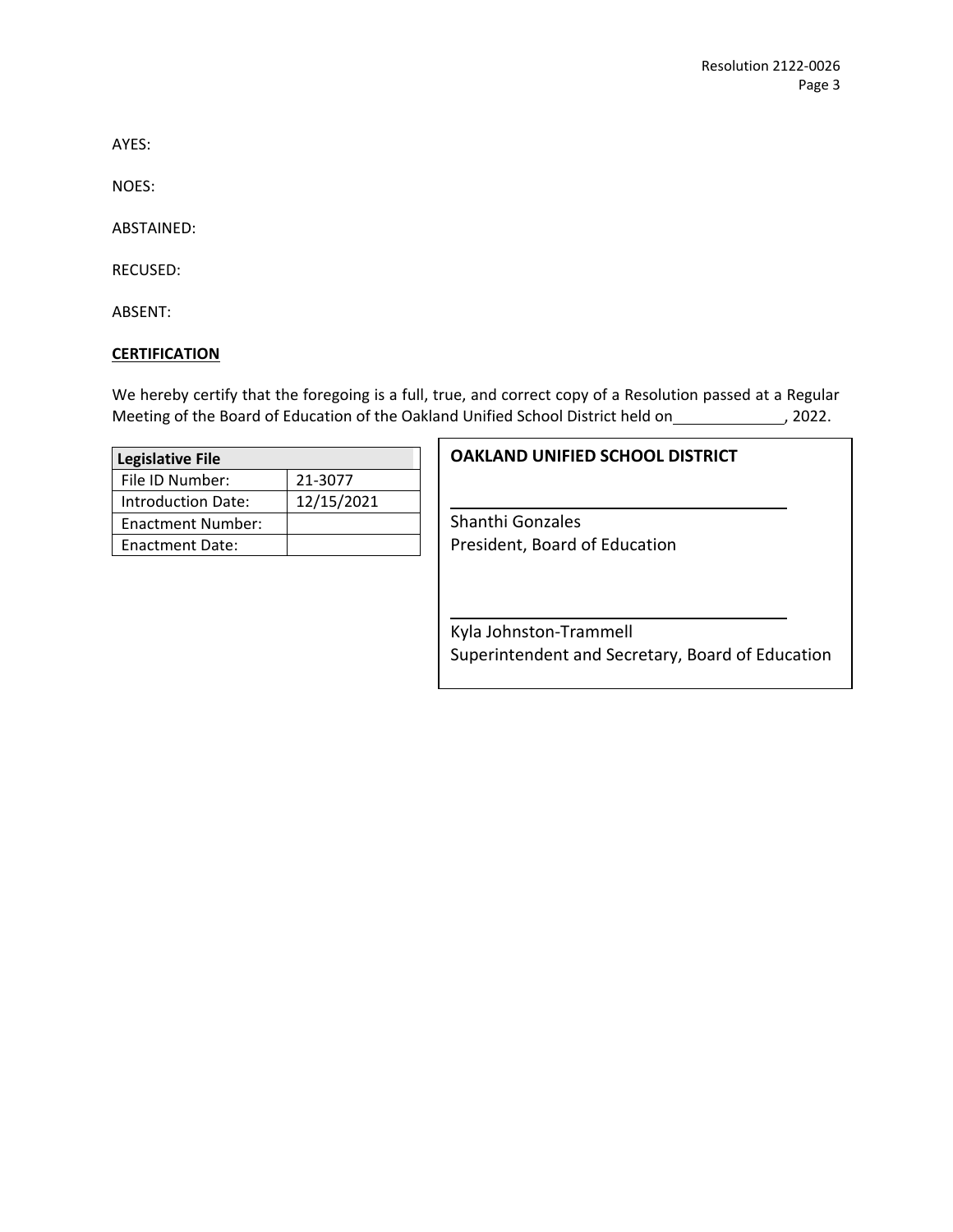AYES:

NOES:

ABSTAINED:

RECUSED:

ABSENT:

**CERTIFICATION**

We hereby certify that the foregoing is a full, true, and correct copy of a Resolution passed at a Regular Meeting of the Board of Education of the Oakland Unified School District held on\_\_\_\_\_\_\_\_\_\_\_\_\_, 2022.

| Legislative File | |
|---|---|
| File ID Number: | 21-3077 |
| Introduction Date: | 12/15/2021 |
| Enactment Number: | |
| Enactment Date: | |

**OAKLAND UNIFIED SCHOOL DISTRICT**

\_\_\_\_\_\_\_\_\_\_\_\_\_\_\_\_\_\_\_\_\_\_\_\_\_\_\_\_\_\_\_\_\_\_\_\_

Shanthi Gonzales
President, Board of Education

\_\_\_\_\_\_\_\_\_\_\_\_\_\_\_\_\_\_\_\_\_\_\_\_\_\_\_\_\_\_\_\_\_\_\_\_

Kyla Johnston-Trammell
Superintendent and Secretary, Board of Education